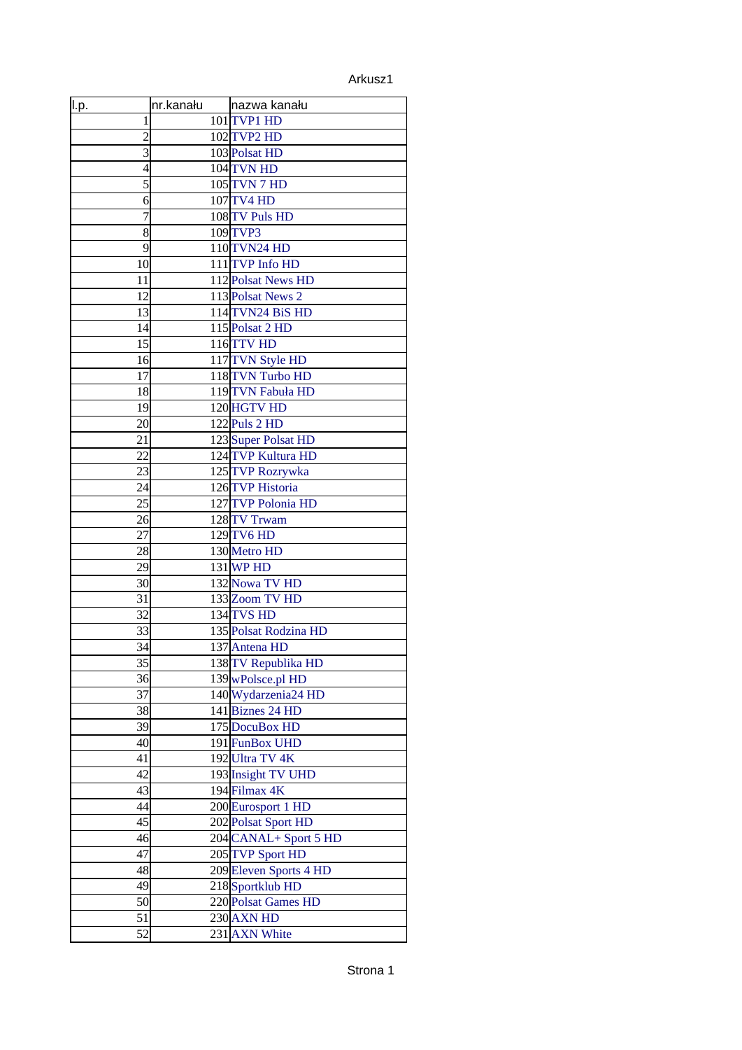| l.p. | nr.kanału | nazwa kanału |
|---|---|---|
| 1 | 101 | TVP1 HD |
| 2 | 102 | TVP2 HD |
| 3 | 103 | Polsat HD |
| 4 | 104 | TVN HD |
| 5 | 105 | TVN 7 HD |
| 6 | 107 | TV4 HD |
| 7 | 108 | TV Puls HD |
| 8 | 109 | TVP3 |
| 9 | 110 | TVN24 HD |
| 10 | 111 | TVP Info HD |
| 11 | 112 | Polsat News HD |
| 12 | 113 | Polsat News 2 |
| 13 | 114 | TVN24 BiS HD |
| 14 | 115 | Polsat 2 HD |
| 15 | 116 | TTV HD |
| 16 | 117 | TVN Style HD |
| 17 | 118 | TVN Turbo HD |
| 18 | 119 | TVN Fabuła HD |
| 19 | 120 | HGTV HD |
| 20 | 122 | Puls 2 HD |
| 21 | 123 | Super Polsat HD |
| 22 | 124 | TVP Kultura HD |
| 23 | 125 | TVP Rozrywka |
| 24 | 126 | TVP Historia |
| 25 | 127 | TVP Polonia HD |
| 26 | 128 | TV Trwam |
| 27 | 129 | TV6 HD |
| 28 | 130 | Metro HD |
| 29 | 131 | WP HD |
| 30 | 132 | Nowa TV HD |
| 31 | 133 | Zoom TV HD |
| 32 | 134 | TVS HD |
| 33 | 135 | Polsat Rodzina HD |
| 34 | 137 | Antena HD |
| 35 | 138 | TV Republika HD |
| 36 | 139 | wPolsce.pl HD |
| 37 | 140 | Wydarzenia24 HD |
| 38 | 141 | Biznes 24 HD |
| 39 | 175 | DocuBox HD |
| 40 | 191 | FunBox UHD |
| 41 | 192 | Ultra TV 4K |
| 42 | 193 | Insight TV UHD |
| 43 | 194 | Filmax 4K |
| 44 | 200 | Eurosport 1 HD |
| 45 | 202 | Polsat Sport HD |
| 46 | 204 | CANAL+ Sport 5 HD |
| 47 | 205 | TVP Sport HD |
| 48 | 209 | Eleven Sports 4 HD |
| 49 | 218 | Sportklub HD |
| 50 | 220 | Polsat Games HD |
| 51 | 230 | AXN HD |
| 52 | 231 | AXN White |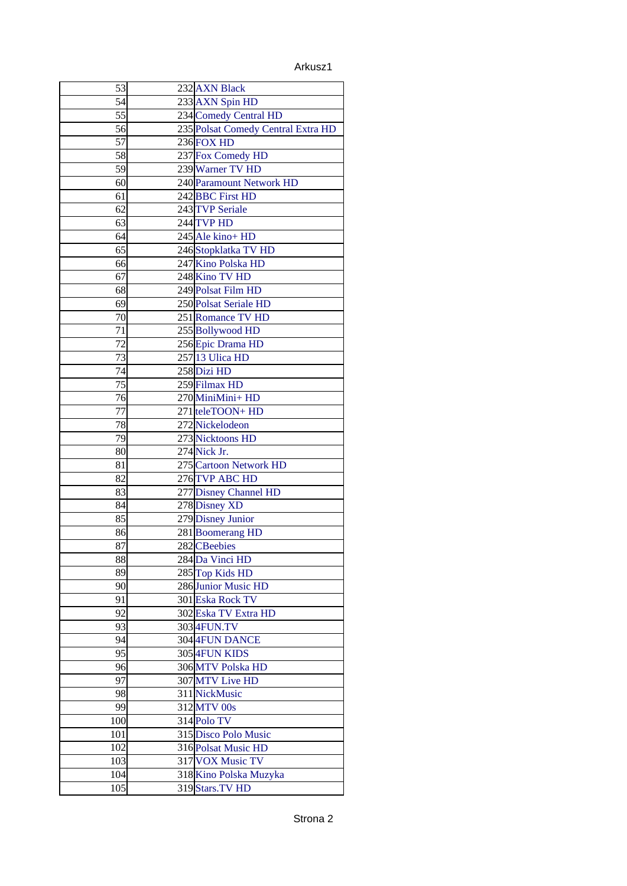| | | |
|---|---|---|
| 53 | 232 | AXN Black |
| 54 | 233 | AXN Spin HD |
| 55 | 234 | Comedy Central HD |
| 56 | 235 | Polsat Comedy Central Extra HD |
| 57 | 236 | FOX HD |
| 58 | 237 | Fox Comedy HD |
| 59 | 239 | Warner TV HD |
| 60 | 240 | Paramount Network HD |
| 61 | 242 | BBC First HD |
| 62 | 243 | TVP Seriale |
| 63 | 244 | TVP HD |
| 64 | 245 | Ale kino+ HD |
| 65 | 246 | Stopklatka TV HD |
| 66 | 247 | Kino Polska HD |
| 67 | 248 | Kino TV HD |
| 68 | 249 | Polsat Film HD |
| 69 | 250 | Polsat Seriale HD |
| 70 | 251 | Romance TV HD |
| 71 | 255 | Bollywood HD |
| 72 | 256 | Epic Drama HD |
| 73 | 257 | 13 Ulica HD |
| 74 | 258 | Dizi HD |
| 75 | 259 | Filmax HD |
| 76 | 270 | MiniMini+ HD |
| 77 | 271 | teleTOON+ HD |
| 78 | 272 | Nickelodeon |
| 79 | 273 | Nicktoons HD |
| 80 | 274 | Nick Jr. |
| 81 | 275 | Cartoon Network HD |
| 82 | 276 | TVP ABC HD |
| 83 | 277 | Disney Channel HD |
| 84 | 278 | Disney XD |
| 85 | 279 | Disney Junior |
| 86 | 281 | Boomerang HD |
| 87 | 282 | CBeebies |
| 88 | 284 | Da Vinci HD |
| 89 | 285 | Top Kids HD |
| 90 | 286 | Junior Music HD |
| 91 | 301 | Eska Rock TV |
| 92 | 302 | Eska TV Extra HD |
| 93 | 303 | 4FUN.TV |
| 94 | 304 | 4FUN DANCE |
| 95 | 305 | 4FUN KIDS |
| 96 | 306 | MTV Polska HD |
| 97 | 307 | MTV Live HD |
| 98 | 311 | NickMusic |
| 99 | 312 | MTV 00s |
| 100 | 314 | Polo TV |
| 101 | 315 | Disco Polo Music |
| 102 | 316 | Polsat Music HD |
| 103 | 317 | VOX Music TV |
| 104 | 318 | Kino Polska Muzyka |
| 105 | 319 | Stars.TV HD |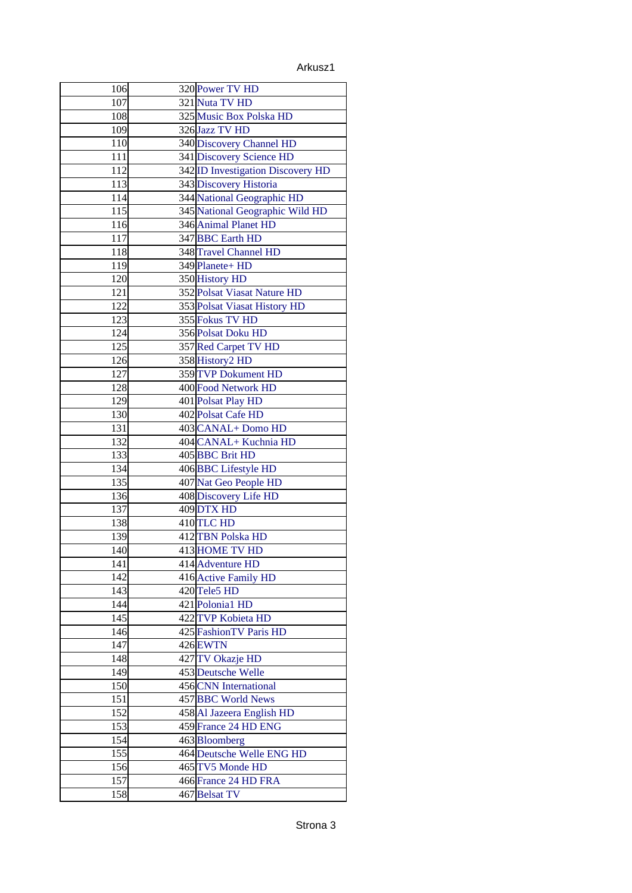| | | |
|---|---|---|
| 106 | 320 | Power TV HD |
| 107 | 321 | Nuta TV HD |
| 108 | 325 | Music Box Polska HD |
| 109 | 326 | Jazz TV HD |
| 110 | 340 | Discovery Channel HD |
| 111 | 341 | Discovery Science HD |
| 112 | 342 | ID Investigation Discovery HD |
| 113 | 343 | Discovery Historia |
| 114 | 344 | National Geographic HD |
| 115 | 345 | National Geographic Wild HD |
| 116 | 346 | Animal Planet HD |
| 117 | 347 | BBC Earth HD |
| 118 | 348 | Travel Channel HD |
| 119 | 349 | Planete+ HD |
| 120 | 350 | History HD |
| 121 | 352 | Polsat Viasat Nature HD |
| 122 | 353 | Polsat Viasat History HD |
| 123 | 355 | Fokus TV HD |
| 124 | 356 | Polsat Doku HD |
| 125 | 357 | Red Carpet TV HD |
| 126 | 358 | History2 HD |
| 127 | 359 | TVP Dokument HD |
| 128 | 400 | Food Network HD |
| 129 | 401 | Polsat Play HD |
| 130 | 402 | Polsat Cafe HD |
| 131 | 403 | CANAL+ Domo HD |
| 132 | 404 | CANAL+ Kuchnia HD |
| 133 | 405 | BBC Brit HD |
| 134 | 406 | BBC Lifestyle HD |
| 135 | 407 | Nat Geo People HD |
| 136 | 408 | Discovery Life HD |
| 137 | 409 | DTX HD |
| 138 | 410 | TLC HD |
| 139 | 412 | TBN Polska HD |
| 140 | 413 | HOME TV HD |
| 141 | 414 | Adventure HD |
| 142 | 416 | Active Family HD |
| 143 | 420 | Tele5 HD |
| 144 | 421 | Polonia1 HD |
| 145 | 422 | TVP Kobieta HD |
| 146 | 425 | FashionTV Paris HD |
| 147 | 426 | EWTN |
| 148 | 427 | TV Okazje HD |
| 149 | 453 | Deutsche Welle |
| 150 | 456 | CNN International |
| 151 | 457 | BBC World News |
| 152 | 458 | Al Jazeera English HD |
| 153 | 459 | France 24 HD ENG |
| 154 | 463 | Bloomberg |
| 155 | 464 | Deutsche Welle ENG HD |
| 156 | 465 | TV5 Monde HD |
| 157 | 466 | France 24 HD FRA |
| 158 | 467 | Belsat TV |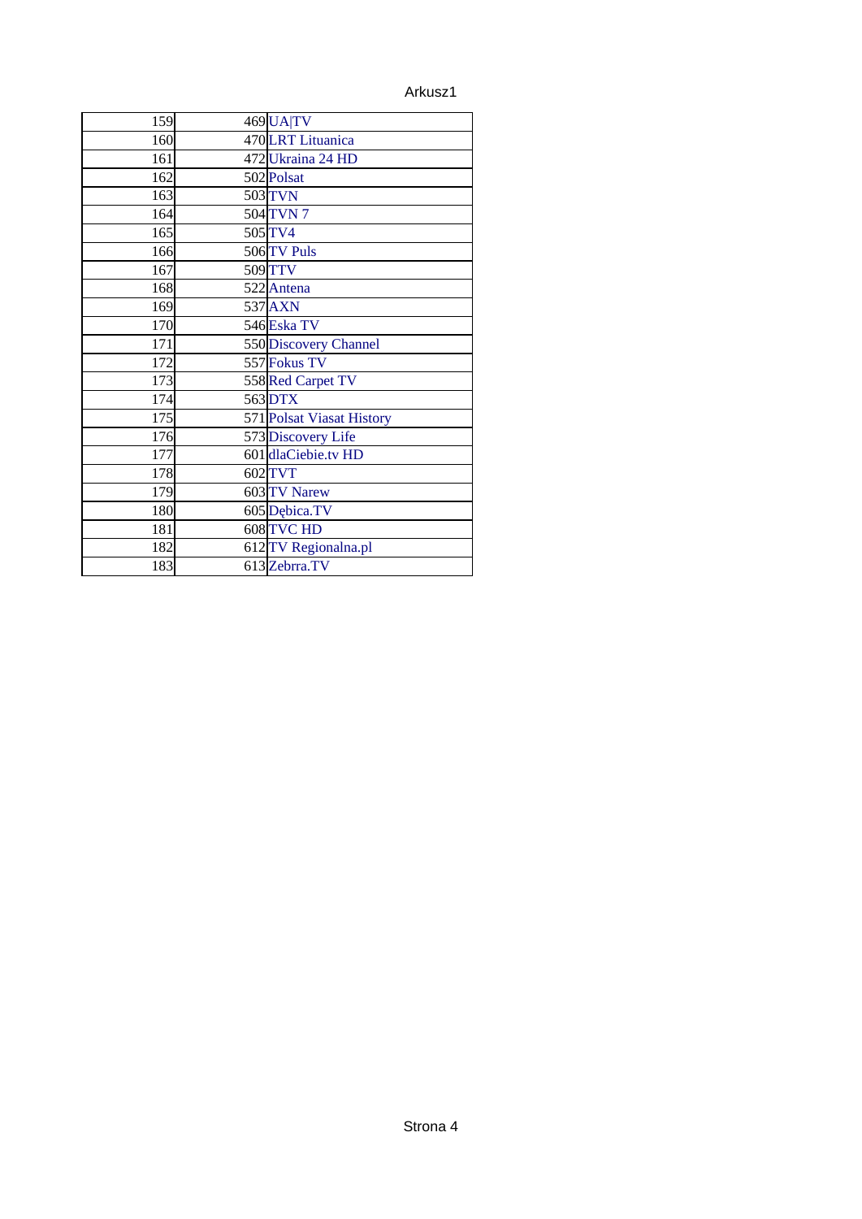| | | |
|---|---|---|
| 159 | 469 | UA|TV |
| 160 | 470 | LRT Lituanica |
| 161 | 472 | Ukraina 24 HD |
| 162 | 502 | Polsat |
| 163 | 503 | TVN |
| 164 | 504 | TVN 7 |
| 165 | 505 | TV4 |
| 166 | 506 | TV Puls |
| 167 | 509 | TTV |
| 168 | 522 | Antena |
| 169 | 537 | AXN |
| 170 | 546 | Eska TV |
| 171 | 550 | Discovery Channel |
| 172 | 557 | Fokus TV |
| 173 | 558 | Red Carpet TV |
| 174 | 563 | DTX |
| 175 | 571 | Polsat Viasat History |
| 176 | 573 | Discovery Life |
| 177 | 601 | dlaCiebie.tv HD |
| 178 | 602 | TVT |
| 179 | 603 | TV Narew |
| 180 | 605 | Dębica.TV |
| 181 | 608 | TVC HD |
| 182 | 612 | TV Regionalna.pl |
| 183 | 613 | Zebrra.TV |